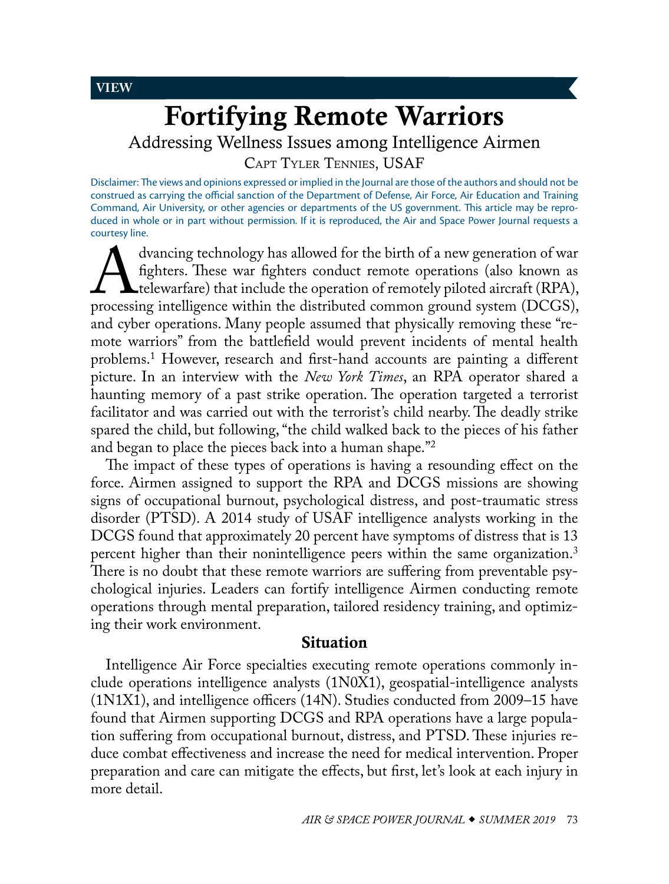VIEW

# Fortifying Remote Warriors

## Addressing Wellness Issues among Intelligence Airmen

Capt Tyler Tennies, USAF

Disclaimer: The views and opinions expressed or implied in the Journal are those of the authors and should not be construed as carrying the official sanction of the Department of Defense, Air Force, Air Education and Training Command, Air University, or other agencies or departments of the US government. This article may be reproduced in whole or in part without permission. If it is reproduced, the Air and Space Power Journal requests a courtesy line.

Advancing technology has allowed for the birth of a new generation of war fighters. These war fighters conduct remote operations (also known as telewarfare) that include the operation of remotely piloted aircraft (RPA), processing intelligence within the distributed common ground system (DCGS), and cyber operations. Many people assumed that physically removing these "remote warriors" from the battlefield would prevent incidents of mental health problems.[1] However, research and first-hand accounts are painting a different picture. In an interview with the *New York Times*, an RPA operator shared a haunting memory of a past strike operation. The operation targeted a terrorist facilitator and was carried out with the terrorist's child nearby. The deadly strike spared the child, but following, "the child walked back to the pieces of his father and began to place the pieces back into a human shape."[2]

The impact of these types of operations is having a resounding effect on the force. Airmen assigned to support the RPA and DCGS missions are showing signs of occupational burnout, psychological distress, and post-traumatic stress disorder (PTSD). A 2014 study of USAF intelligence analysts working in the DCGS found that approximately 20 percent have symptoms of distress that is 13 percent higher than their nonintelligence peers within the same organization.[3] There is no doubt that these remote warriors are suffering from preventable psychological injuries. Leaders can fortify intelligence Airmen conducting remote operations through mental preparation, tailored residency training, and optimizing their work environment.

### Situation

Intelligence Air Force specialties executing remote operations commonly include operations intelligence analysts (1N0X1), geospatial-intelligence analysts (1N1X1), and intelligence officers (14N). Studies conducted from 2009–15 have found that Airmen supporting DCGS and RPA operations have a large population suffering from occupational burnout, distress, and PTSD. These injuries reduce combat effectiveness and increase the need for medical intervention. Proper preparation and care can mitigate the effects, but first, let's look at each injury in more detail.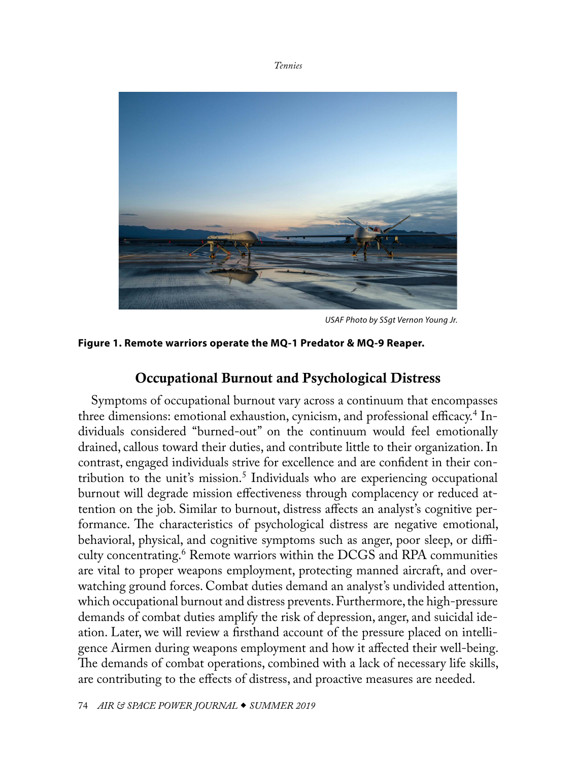USAF Photo by SSgt Vernon Young Jr.

**Figure 1. Remote warriors operate the MQ-1 Predator & MQ-9 Reaper.**

## Occupational Burnout and Psychological Distress

Symptoms of occupational burnout vary across a continuum that encompasses three dimensions: emotional exhaustion, cynicism, and professional efficacy.[4] Individuals considered "burned-out" on the continuum would feel emotionally drained, callous toward their duties, and contribute little to their organization. In contrast, engaged individuals strive for excellence and are confident in their contribution to the unit's mission.[5] Individuals who are experiencing occupational burnout will degrade mission effectiveness through complacency or reduced attention on the job. Similar to burnout, distress affects an analyst's cognitive performance. The characteristics of psychological distress are negative emotional, behavioral, physical, and cognitive symptoms such as anger, poor sleep, or difficulty concentrating.[6] Remote warriors within the DCGS and RPA communities are vital to proper weapons employment, protecting manned aircraft, and overwatching ground forces. Combat duties demand an analyst's undivided attention, which occupational burnout and distress prevents. Furthermore, the high-pressure demands of combat duties amplify the risk of depression, anger, and suicidal ideation. Later, we will review a firsthand account of the pressure placed on intelligence Airmen during weapons employment and how it affected their well-being. The demands of combat operations, combined with a lack of necessary life skills, are contributing to the effects of distress, and proactive measures are needed.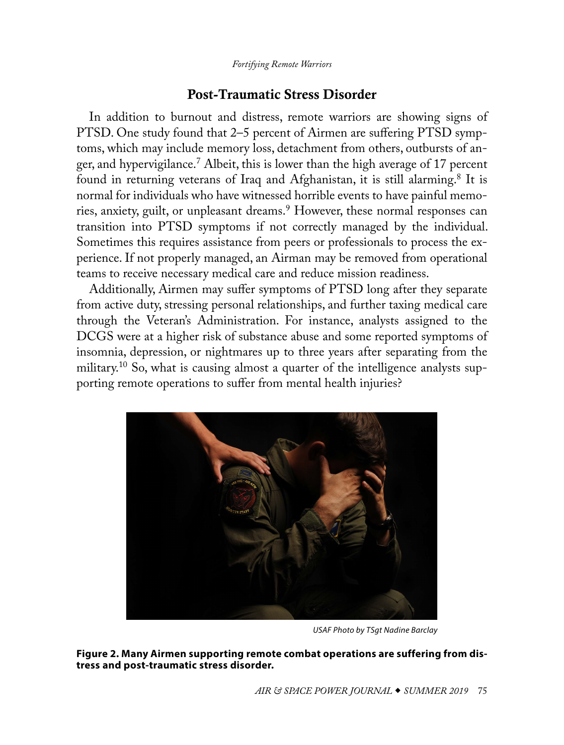## Post-Traumatic Stress Disorder

In addition to burnout and distress, remote warriors are showing signs of PTSD. One study found that 2–5 percent of Airmen are suffering PTSD symptoms, which may include memory loss, detachment from others, outbursts of anger, and hypervigilance.[7] Albeit, this is lower than the high average of 17 percent found in returning veterans of Iraq and Afghanistan, it is still alarming.[8] It is normal for individuals who have witnessed horrible events to have painful memories, anxiety, guilt, or unpleasant dreams.[9] However, these normal responses can transition into PTSD symptoms if not correctly managed by the individual. Sometimes this requires assistance from peers or professionals to process the experience. If not properly managed, an Airman may be removed from operational teams to receive necessary medical care and reduce mission readiness.

Additionally, Airmen may suffer symptoms of PTSD long after they separate from active duty, stressing personal relationships, and further taxing medical care through the Veteran's Administration. For instance, analysts assigned to the DCGS were at a higher risk of substance abuse and some reported symptoms of insomnia, depression, or nightmares up to three years after separating from the military.[10] So, what is causing almost a quarter of the intelligence analysts supporting remote operations to suffer from mental health injuries?

*USAF Photo by TSgt Nadine Barclay*

**Figure 2. Many Airmen supporting remote combat operations are suffering from distress and post-traumatic stress disorder.**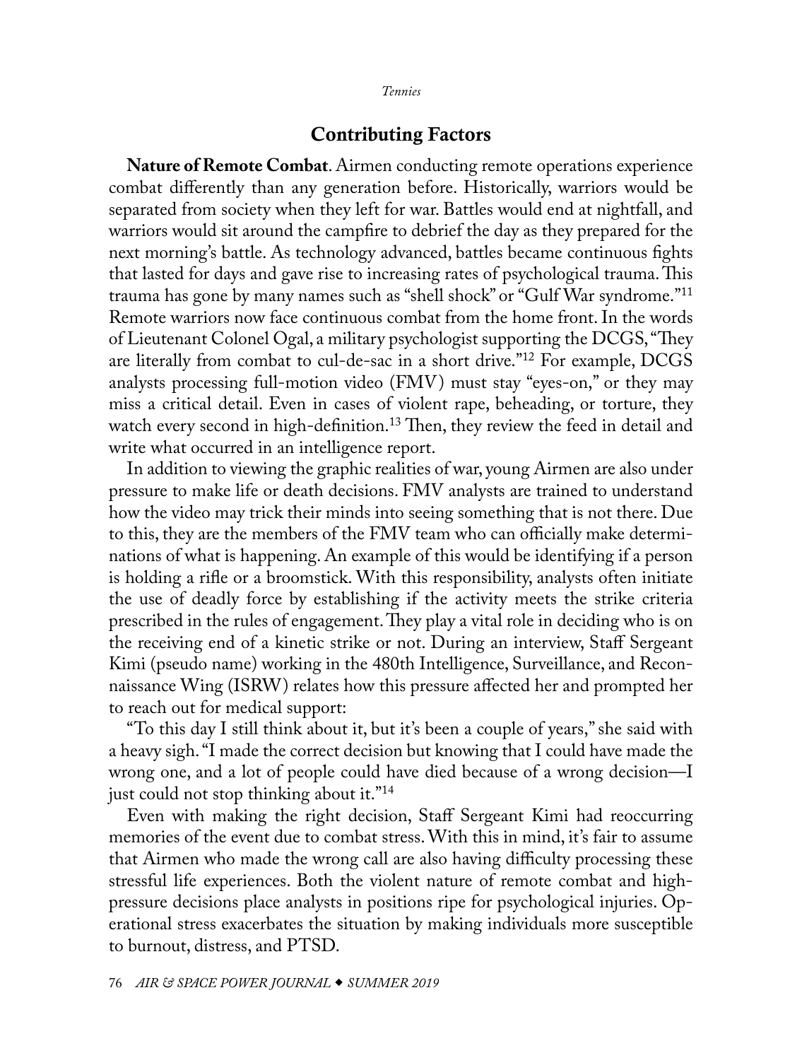## Contributing Factors

**Nature of Remote Combat**. Airmen conducting remote operations experience combat differently than any generation before. Historically, warriors would be separated from society when they left for war. Battles would end at nightfall, and warriors would sit around the campfire to debrief the day as they prepared for the next morning's battle. As technology advanced, battles became continuous fights that lasted for days and gave rise to increasing rates of psychological trauma. This trauma has gone by many names such as "shell shock" or "Gulf War syndrome."[11] Remote warriors now face continuous combat from the home front. In the words of Lieutenant Colonel Ogal, a military psychologist supporting the DCGS, "They are literally from combat to cul-de-sac in a short drive."[12] For example, DCGS analysts processing full-motion video (FMV) must stay "eyes-on," or they may miss a critical detail. Even in cases of violent rape, beheading, or torture, they watch every second in high-definition.[13] Then, they review the feed in detail and write what occurred in an intelligence report.

In addition to viewing the graphic realities of war, young Airmen are also under pressure to make life or death decisions. FMV analysts are trained to understand how the video may trick their minds into seeing something that is not there. Due to this, they are the members of the FMV team who can officially make determinations of what is happening. An example of this would be identifying if a person is holding a rifle or a broomstick. With this responsibility, analysts often initiate the use of deadly force by establishing if the activity meets the strike criteria prescribed in the rules of engagement. They play a vital role in deciding who is on the receiving end of a kinetic strike or not. During an interview, Staff Sergeant Kimi (pseudo name) working in the 480th Intelligence, Surveillance, and Reconnaissance Wing (ISRW) relates how this pressure affected her and prompted her to reach out for medical support:

"To this day I still think about it, but it's been a couple of years," she said with a heavy sigh. "I made the correct decision but knowing that I could have made the wrong one, and a lot of people could have died because of a wrong decision—I just could not stop thinking about it."[14]

Even with making the right decision, Staff Sergeant Kimi had reoccurring memories of the event due to combat stress. With this in mind, it's fair to assume that Airmen who made the wrong call are also having difficulty processing these stressful life experiences. Both the violent nature of remote combat and high-pressure decisions place analysts in positions ripe for psychological injuries. Operational stress exacerbates the situation by making individuals more susceptible to burnout, distress, and PTSD.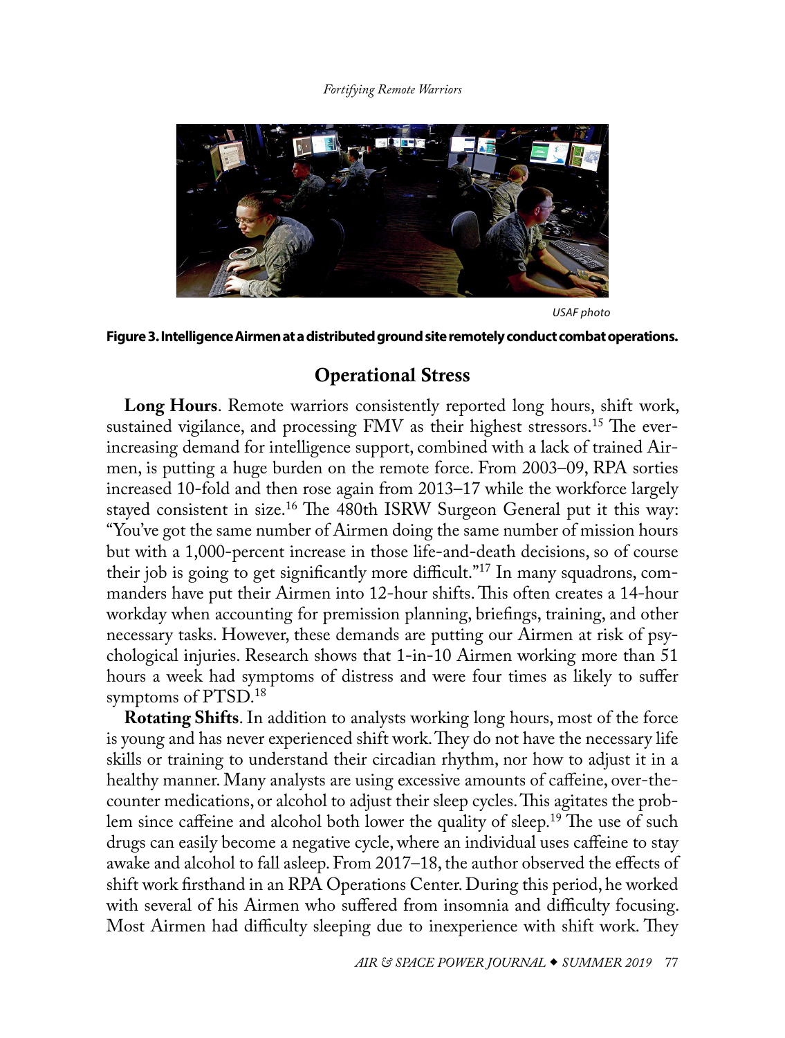USAF photo

**Figure 3. Intelligence Airmen at a distributed ground site remotely conduct combat operations.**

## Operational Stress

**Long Hours**. Remote warriors consistently reported long hours, shift work, sustained vigilance, and processing FMV as their highest stressors.[15] The ever-increasing demand for intelligence support, combined with a lack of trained Airmen, is putting a huge burden on the remote force. From 2003–09, RPA sorties increased 10-fold and then rose again from 2013–17 while the workforce largely stayed consistent in size.[16] The 480th ISRW Surgeon General put it this way: "You've got the same number of Airmen doing the same number of mission hours but with a 1,000-percent increase in those life-and-death decisions, so of course their job is going to get significantly more difficult."[17] In many squadrons, commanders have put their Airmen into 12-hour shifts. This often creates a 14-hour workday when accounting for premission planning, briefings, training, and other necessary tasks. However, these demands are putting our Airmen at risk of psychological injuries. Research shows that 1-in-10 Airmen working more than 51 hours a week had symptoms of distress and were four times as likely to suffer symptoms of PTSD.[18]

**Rotating Shifts**. In addition to analysts working long hours, most of the force is young and has never experienced shift work. They do not have the necessary life skills or training to understand their circadian rhythm, nor how to adjust it in a healthy manner. Many analysts are using excessive amounts of caffeine, over-the-counter medications, or alcohol to adjust their sleep cycles. This agitates the problem since caffeine and alcohol both lower the quality of sleep.[19] The use of such drugs can easily become a negative cycle, where an individual uses caffeine to stay awake and alcohol to fall asleep. From 2017–18, the author observed the effects of shift work firsthand in an RPA Operations Center. During this period, he worked with several of his Airmen who suffered from insomnia and difficulty focusing. Most Airmen had difficulty sleeping due to inexperience with shift work. They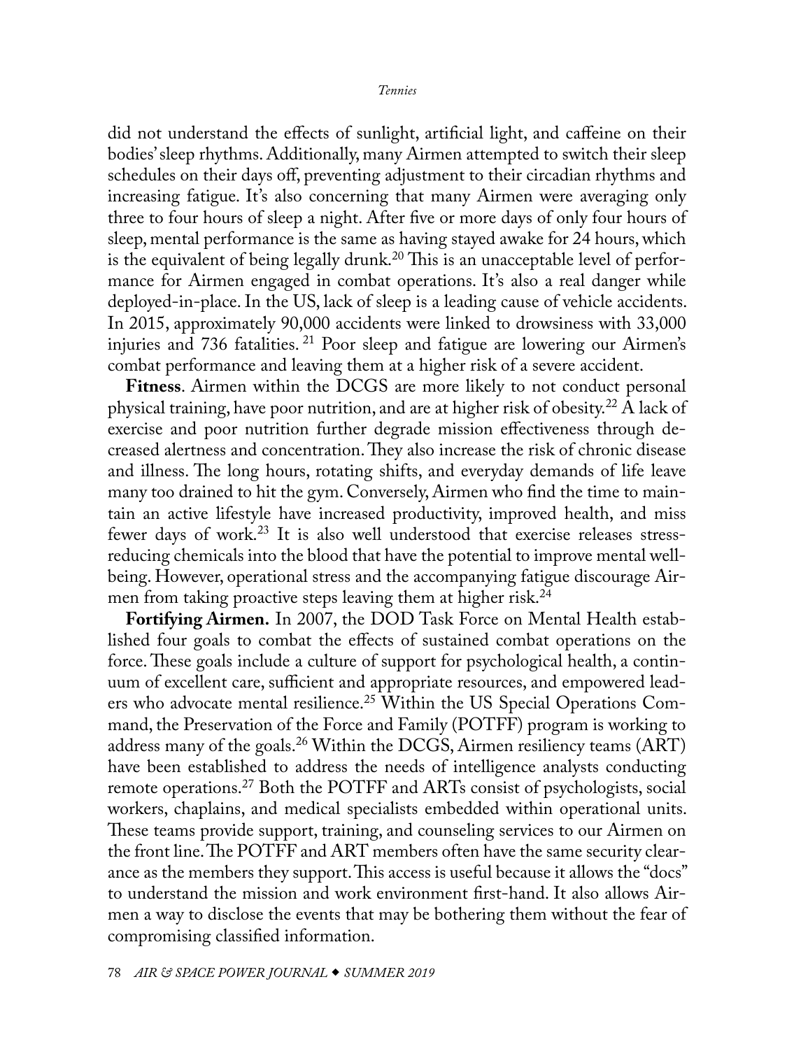did not understand the effects of sunlight, artificial light, and caffeine on their bodies' sleep rhythms. Additionally, many Airmen attempted to switch their sleep schedules on their days off, preventing adjustment to their circadian rhythms and increasing fatigue. It's also concerning that many Airmen were averaging only three to four hours of sleep a night. After five or more days of only four hours of sleep, mental performance is the same as having stayed awake for 24 hours, which is the equivalent of being legally drunk.[20] This is an unacceptable level of performance for Airmen engaged in combat operations. It's also a real danger while deployed-in-place. In the US, lack of sleep is a leading cause of vehicle accidents. In 2015, approximately 90,000 accidents were linked to drowsiness with 33,000 injuries and 736 fatalities.[21] Poor sleep and fatigue are lowering our Airmen's combat performance and leaving them at a higher risk of a severe accident.

**Fitness**. Airmen within the DCGS are more likely to not conduct personal physical training, have poor nutrition, and are at higher risk of obesity.[22] A lack of exercise and poor nutrition further degrade mission effectiveness through decreased alertness and concentration. They also increase the risk of chronic disease and illness. The long hours, rotating shifts, and everyday demands of life leave many too drained to hit the gym. Conversely, Airmen who find the time to maintain an active lifestyle have increased productivity, improved health, and miss fewer days of work.[23] It is also well understood that exercise releases stress-reducing chemicals into the blood that have the potential to improve mental well-being. However, operational stress and the accompanying fatigue discourage Airmen from taking proactive steps leaving them at higher risk.[24]

**Fortifying Airmen.** In 2007, the DOD Task Force on Mental Health established four goals to combat the effects of sustained combat operations on the force. These goals include a culture of support for psychological health, a continuum of excellent care, sufficient and appropriate resources, and empowered leaders who advocate mental resilience.[25] Within the US Special Operations Command, the Preservation of the Force and Family (POTFF) program is working to address many of the goals.[26] Within the DCGS, Airmen resiliency teams (ART) have been established to address the needs of intelligence analysts conducting remote operations.[27] Both the POTFF and ARTs consist of psychologists, social workers, chaplains, and medical specialists embedded within operational units. These teams provide support, training, and counseling services to our Airmen on the front line. The POTFF and ART members often have the same security clearance as the members they support. This access is useful because it allows the "docs" to understand the mission and work environment first-hand. It also allows Airmen a way to disclose the events that may be bothering them without the fear of compromising classified information.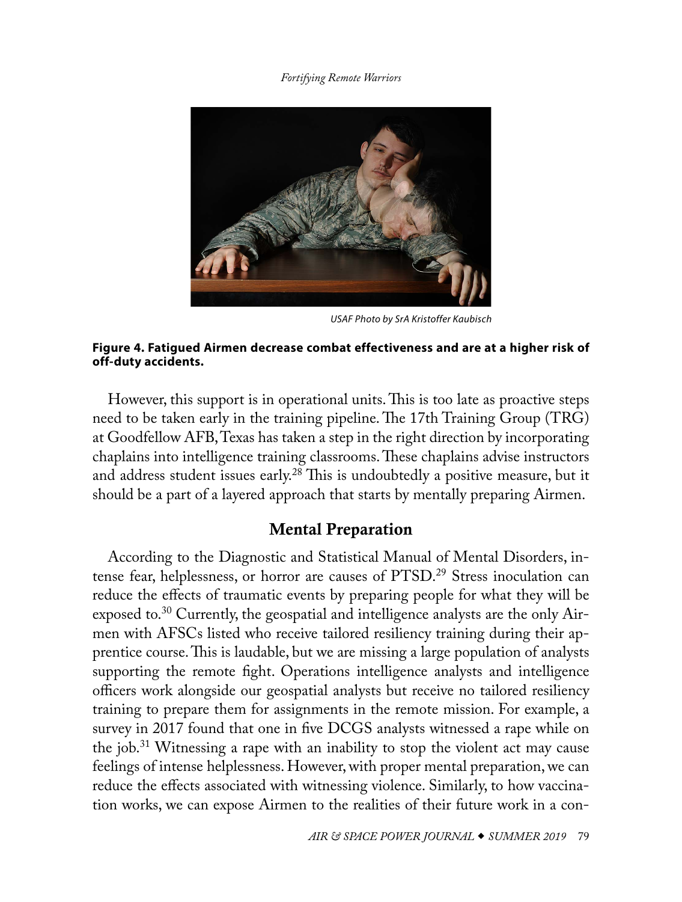USAF Photo by SrA Kristoffer Kaubisch

**Figure 4. Fatigued Airmen decrease combat effectiveness and are at a higher risk of off-duty accidents.**

However, this support is in operational units. This is too late as proactive steps need to be taken early in the training pipeline. The 17th Training Group (TRG) at Goodfellow AFB, Texas has taken a step in the right direction by incorporating chaplains into intelligence training classrooms. These chaplains advise instructors and address student issues early.[28] This is undoubtedly a positive measure, but it should be a part of a layered approach that starts by mentally preparing Airmen.

## Mental Preparation

According to the Diagnostic and Statistical Manual of Mental Disorders, intense fear, helplessness, or horror are causes of PTSD.[29] Stress inoculation can reduce the effects of traumatic events by preparing people for what they will be exposed to.[30] Currently, the geospatial and intelligence analysts are the only Airmen with AFSCs listed who receive tailored resiliency training during their apprentice course. This is laudable, but we are missing a large population of analysts supporting the remote fight. Operations intelligence analysts and intelligence officers work alongside our geospatial analysts but receive no tailored resiliency training to prepare them for assignments in the remote mission. For example, a survey in 2017 found that one in five DCGS analysts witnessed a rape while on the job.[31] Witnessing a rape with an inability to stop the violent act may cause feelings of intense helplessness. However, with proper mental preparation, we can reduce the effects associated with witnessing violence. Similarly, to how vaccination works, we can expose Airmen to the realities of their future work in a con-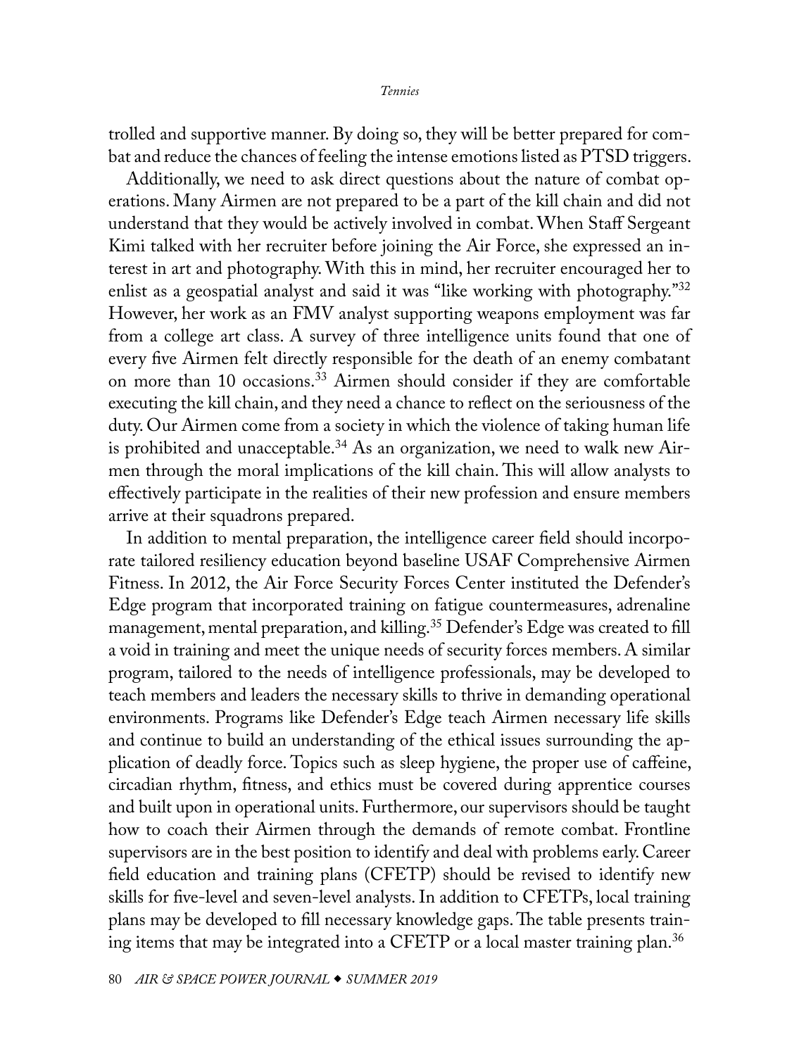trolled and supportive manner. By doing so, they will be better prepared for combat and reduce the chances of feeling the intense emotions listed as PTSD triggers.

Additionally, we need to ask direct questions about the nature of combat operations. Many Airmen are not prepared to be a part of the kill chain and did not understand that they would be actively involved in combat. When Staff Sergeant Kimi talked with her recruiter before joining the Air Force, she expressed an interest in art and photography. With this in mind, her recruiter encouraged her to enlist as a geospatial analyst and said it was "like working with photography."[32] However, her work as an FMV analyst supporting weapons employment was far from a college art class. A survey of three intelligence units found that one of every five Airmen felt directly responsible for the death of an enemy combatant on more than 10 occasions.[33] Airmen should consider if they are comfortable executing the kill chain, and they need a chance to reflect on the seriousness of the duty. Our Airmen come from a society in which the violence of taking human life is prohibited and unacceptable.[34] As an organization, we need to walk new Airmen through the moral implications of the kill chain. This will allow analysts to effectively participate in the realities of their new profession and ensure members arrive at their squadrons prepared.

In addition to mental preparation, the intelligence career field should incorporate tailored resiliency education beyond baseline USAF Comprehensive Airmen Fitness. In 2012, the Air Force Security Forces Center instituted the Defender's Edge program that incorporated training on fatigue countermeasures, adrenaline management, mental preparation, and killing.[35] Defender's Edge was created to fill a void in training and meet the unique needs of security forces members. A similar program, tailored to the needs of intelligence professionals, may be developed to teach members and leaders the necessary skills to thrive in demanding operational environments. Programs like Defender's Edge teach Airmen necessary life skills and continue to build an understanding of the ethical issues surrounding the application of deadly force. Topics such as sleep hygiene, the proper use of caffeine, circadian rhythm, fitness, and ethics must be covered during apprentice courses and built upon in operational units. Furthermore, our supervisors should be taught how to coach their Airmen through the demands of remote combat. Frontline supervisors are in the best position to identify and deal with problems early. Career field education and training plans (CFETP) should be revised to identify new skills for five-level and seven-level analysts. In addition to CFETPs, local training plans may be developed to fill necessary knowledge gaps. The table presents training items that may be integrated into a CFETP or a local master training plan.[36]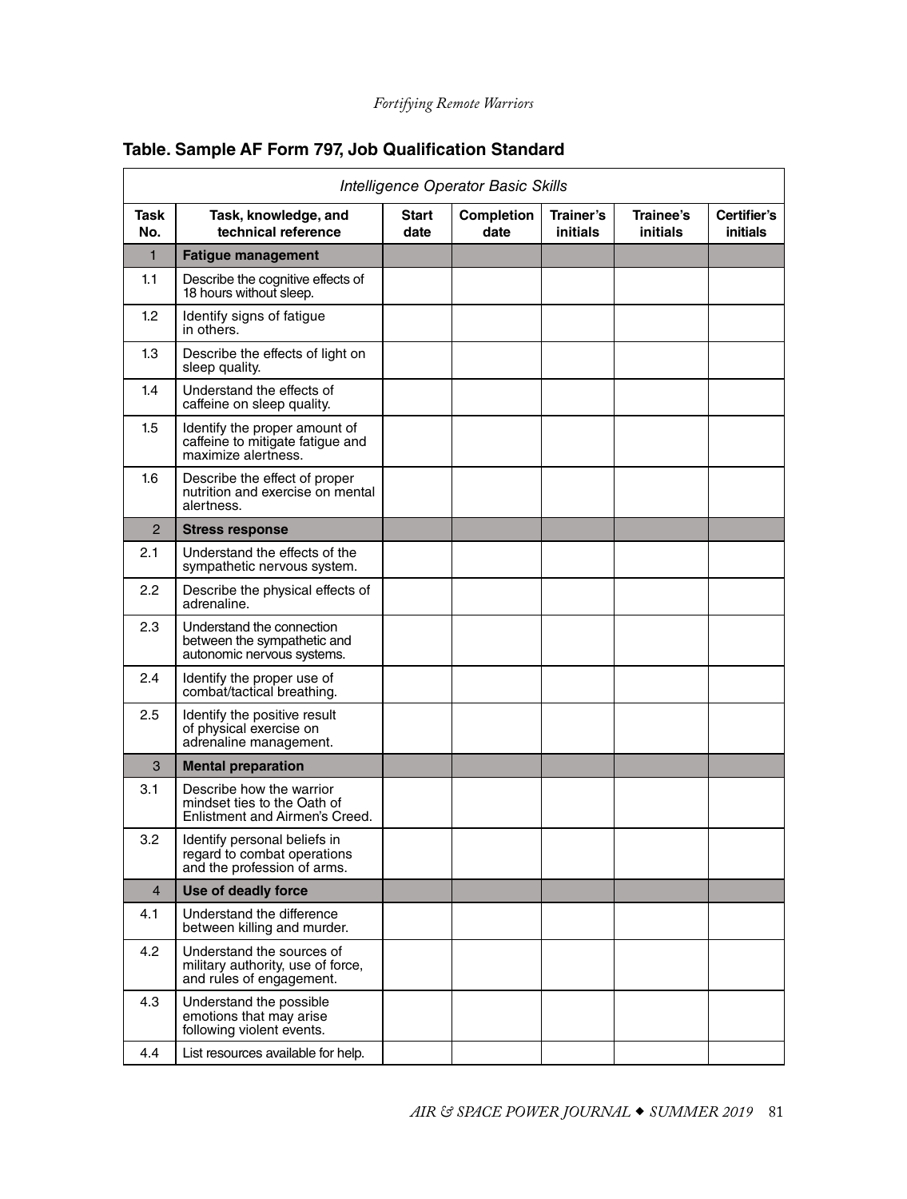**Table. Sample AF Form 797, Job Qualification Standard**

| *Intelligence Operator Basic Skills* | | | | | | |
|---|---|---|---|---|---|---|
| **Task No.** | **Task, knowledge, and technical reference** | **Start date** | **Completion date** | **Trainer's initials** | **Trainee's initials** | **Certifier's initials** |
| 1 | **Fatigue management** | | | | | |
| 1.1 | Describe the cognitive effects of 18 hours without sleep. | | | | | |
| 1.2 | Identify signs of fatigue in others. | | | | | |
| 1.3 | Describe the effects of light on sleep quality. | | | | | |
| 1.4 | Understand the effects of caffeine on sleep quality. | | | | | |
| 1.5 | Identify the proper amount of caffeine to mitigate fatigue and maximize alertness. | | | | | |
| 1.6 | Describe the effect of proper nutrition and exercise on mental alertness. | | | | | |
| 2 | **Stress response** | | | | | |
| 2.1 | Understand the effects of the sympathetic nervous system. | | | | | |
| 2.2 | Describe the physical effects of adrenaline. | | | | | |
| 2.3 | Understand the connection between the sympathetic and autonomic nervous systems. | | | | | |
| 2.4 | Identify the proper use of combat/tactical breathing. | | | | | |
| 2.5 | Identify the positive result of physical exercise on adrenaline management. | | | | | |
| 3 | **Mental preparation** | | | | | |
| 3.1 | Describe how the warrior mindset ties to the Oath of Enlistment and Airmen's Creed. | | | | | |
| 3.2 | Identify personal beliefs in regard to combat operations and the profession of arms. | | | | | |
| 4 | **Use of deadly force** | | | | | |
| 4.1 | Understand the difference between killing and murder. | | | | | |
| 4.2 | Understand the sources of military authority, use of force, and rules of engagement. | | | | | |
| 4.3 | Understand the possible emotions that may arise following violent events. | | | | | |
| 4.4 | List resources available for help. | | | | | |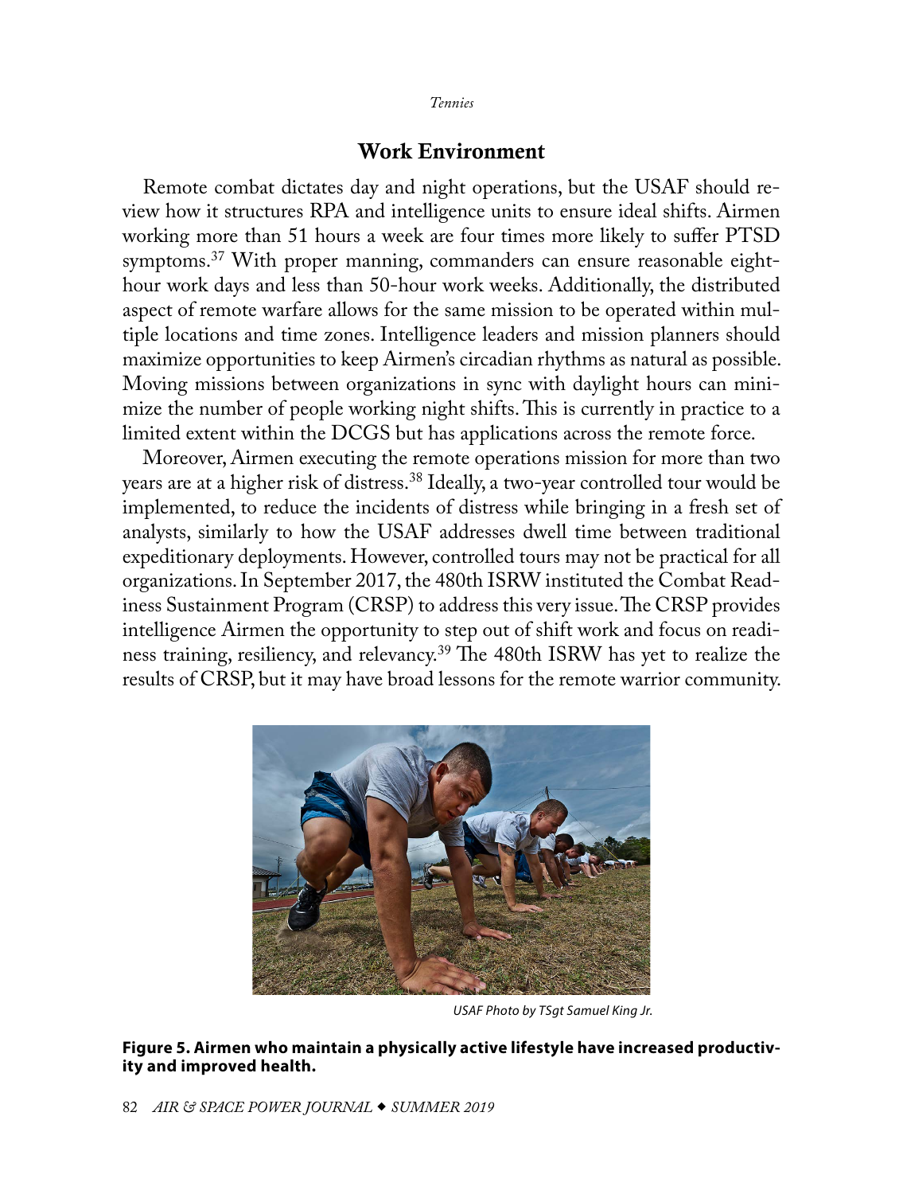## Work Environment

Remote combat dictates day and night operations, but the USAF should review how it structures RPA and intelligence units to ensure ideal shifts. Airmen working more than 51 hours a week are four times more likely to suffer PTSD symptoms.[37] With proper manning, commanders can ensure reasonable eight-hour work days and less than 50-hour work weeks. Additionally, the distributed aspect of remote warfare allows for the same mission to be operated within multiple locations and time zones. Intelligence leaders and mission planners should maximize opportunities to keep Airmen's circadian rhythms as natural as possible. Moving missions between organizations in sync with daylight hours can minimize the number of people working night shifts. This is currently in practice to a limited extent within the DCGS but has applications across the remote force.

Moreover, Airmen executing the remote operations mission for more than two years are at a higher risk of distress.[38] Ideally, a two-year controlled tour would be implemented, to reduce the incidents of distress while bringing in a fresh set of analysts, similarly to how the USAF addresses dwell time between traditional expeditionary deployments. However, controlled tours may not be practical for all organizations. In September 2017, the 480th ISRW instituted the Combat Readiness Sustainment Program (CRSP) to address this very issue. The CRSP provides intelligence Airmen the opportunity to step out of shift work and focus on readiness training, resiliency, and relevancy.[39] The 480th ISRW has yet to realize the results of CRSP, but it may have broad lessons for the remote warrior community.

*USAF Photo by TSgt Samuel King Jr.*

**Figure 5. Airmen who maintain a physically active lifestyle have increased productivity and improved health.**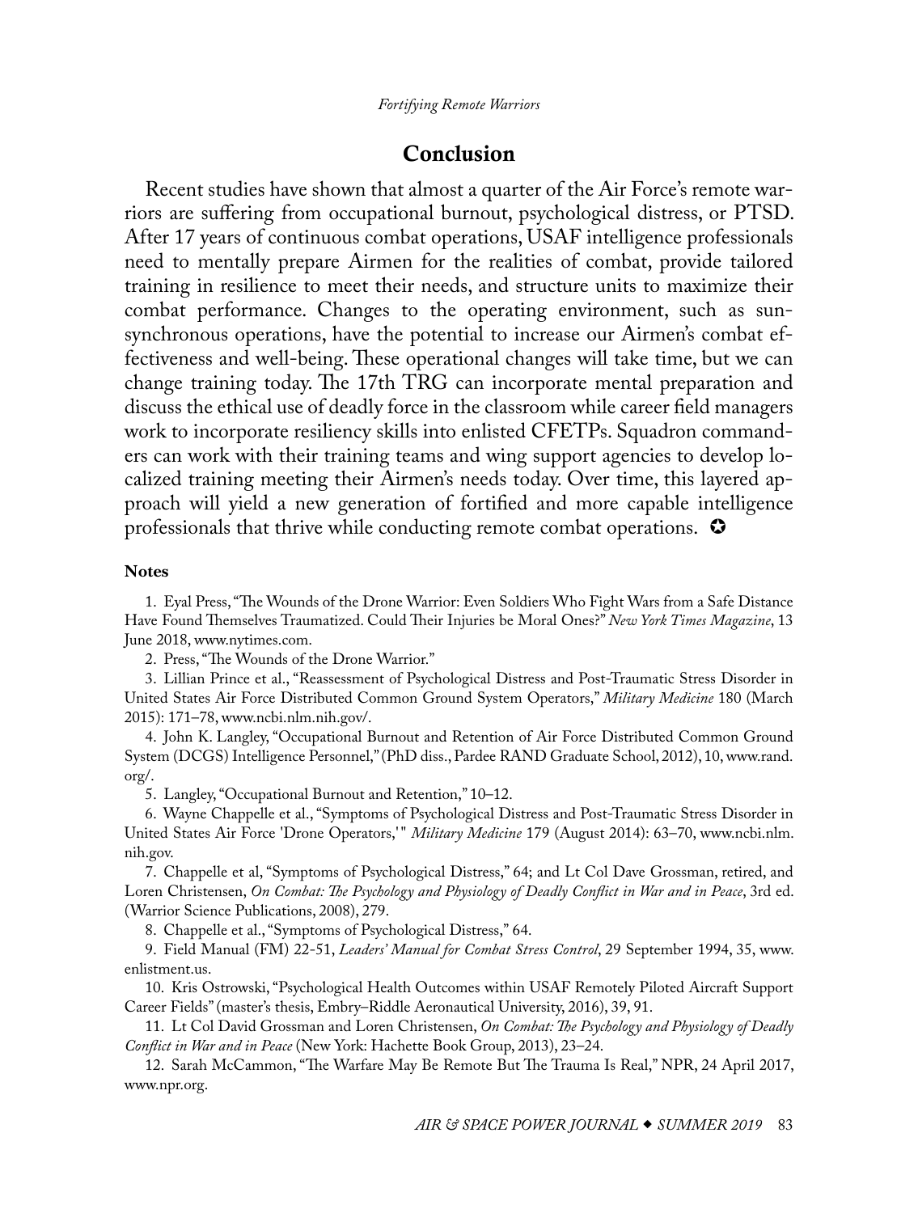## Conclusion

Recent studies have shown that almost a quarter of the Air Force's remote warriors are suffering from occupational burnout, psychological distress, or PTSD. After 17 years of continuous combat operations, USAF intelligence professionals need to mentally prepare Airmen for the realities of combat, provide tailored training in resilience to meet their needs, and structure units to maximize their combat performance. Changes to the operating environment, such as sun-synchronous operations, have the potential to increase our Airmen's combat effectiveness and well-being. These operational changes will take time, but we can change training today. The 17th TRG can incorporate mental preparation and discuss the ethical use of deadly force in the classroom while career field managers work to incorporate resiliency skills into enlisted CFETPs. Squadron commanders can work with their training teams and wing support agencies to develop localized training meeting their Airmen's needs today. Over time, this layered approach will yield a new generation of fortified and more capable intelligence professionals that thrive while conducting remote combat operations. ✪

### Notes

1. Eyal Press, "The Wounds of the Drone Warrior: Even Soldiers Who Fight Wars from a Safe Distance Have Found Themselves Traumatized. Could Their Injuries be Moral Ones?" *New York Times Magazine*, 13 June 2018, www.nytimes.com.

2. Press, "The Wounds of the Drone Warrior."

3. Lillian Prince et al., "Reassessment of Psychological Distress and Post-Traumatic Stress Disorder in United States Air Force Distributed Common Ground System Operators," *Military Medicine* 180 (March 2015): 171–78, www.ncbi.nlm.nih.gov/.

4. John K. Langley, "Occupational Burnout and Retention of Air Force Distributed Common Ground System (DCGS) Intelligence Personnel," (PhD diss., Pardee RAND Graduate School, 2012), 10, www.rand.org/.

5. Langley, "Occupational Burnout and Retention," 10–12.

6. Wayne Chappelle et al., "Symptoms of Psychological Distress and Post-Traumatic Stress Disorder in United States Air Force 'Drone Operators,'" *Military Medicine* 179 (August 2014): 63–70, www.ncbi.nlm.nih.gov.

7. Chappelle et al, "Symptoms of Psychological Distress," 64; and Lt Col Dave Grossman, retired, and Loren Christensen, *On Combat: The Psychology and Physiology of Deadly Conflict in War and in Peace*, 3rd ed. (Warrior Science Publications, 2008), 279.

8. Chappelle et al., "Symptoms of Psychological Distress," 64.

9. Field Manual (FM) 22-51, *Leaders' Manual for Combat Stress Control*, 29 September 1994, 35, www.enlistment.us.

10. Kris Ostrowski, "Psychological Health Outcomes within USAF Remotely Piloted Aircraft Support Career Fields" (master's thesis, Embry–Riddle Aeronautical University, 2016), 39, 91.

11. Lt Col David Grossman and Loren Christensen, *On Combat: The Psychology and Physiology of Deadly Conflict in War and in Peace* (New York: Hachette Book Group, 2013), 23–24.

12. Sarah McCammon, "The Warfare May Be Remote But The Trauma Is Real," NPR, 24 April 2017, www.npr.org.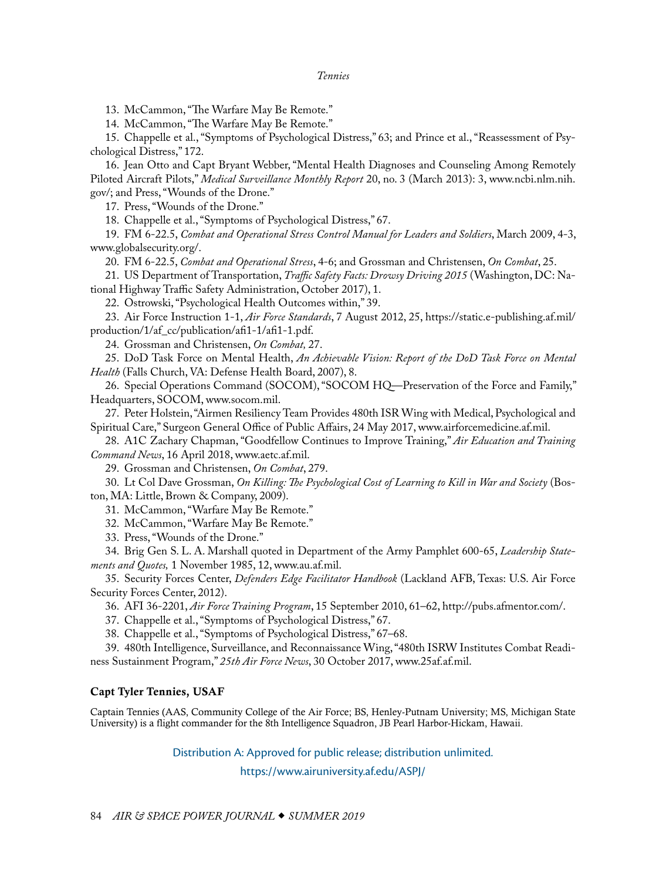13. McCammon, "The Warfare May Be Remote."

14. McCammon, "The Warfare May Be Remote."

15. Chappelle et al., "Symptoms of Psychological Distress," 63; and Prince et al., "Reassessment of Psychological Distress," 172.

16. Jean Otto and Capt Bryant Webber, "Mental Health Diagnoses and Counseling Among Remotely Piloted Aircraft Pilots," *Medical Surveillance Monthly Report* 20, no. 3 (March 2013): 3, www.ncbi.nlm.nih.gov/; and Press, "Wounds of the Drone."

17. Press, "Wounds of the Drone."

18. Chappelle et al., "Symptoms of Psychological Distress," 67.

19. FM 6-22.5, *Combat and Operational Stress Control Manual for Leaders and Soldiers*, March 2009, 4-3, www.globalsecurity.org/.

20. FM 6-22.5, *Combat and Operational Stress*, 4-6; and Grossman and Christensen, *On Combat*, 25.

21. US Department of Transportation, *Traffic Safety Facts: Drowsy Driving 2015* (Washington, DC: National Highway Traffic Safety Administration, October 2017), 1.

22. Ostrowski, "Psychological Health Outcomes within," 39.

23. Air Force Instruction 1-1, *Air Force Standards*, 7 August 2012, 25, https://static.e-publishing.af.mil/production/1/af_cc/publication/afi1-1/afi1-1.pdf.

24. Grossman and Christensen, *On Combat,* 27.

25. DoD Task Force on Mental Health, *An Achievable Vision: Report of the DoD Task Force on Mental Health* (Falls Church, VA: Defense Health Board, 2007), 8.

26. Special Operations Command (SOCOM), "SOCOM HQ—Preservation of the Force and Family," Headquarters, SOCOM, www.socom.mil.

27. Peter Holstein, "Airmen Resiliency Team Provides 480th ISR Wing with Medical, Psychological and Spiritual Care," Surgeon General Office of Public Affairs, 24 May 2017, www.airforcemedicine.af.mil.

28. A1C Zachary Chapman, "Goodfellow Continues to Improve Training," *Air Education and Training Command News*, 16 April 2018, www.aetc.af.mil.

29. Grossman and Christensen, *On Combat*, 279.

30. Lt Col Dave Grossman, *On Killing: The Psychological Cost of Learning to Kill in War and Society* (Boston, MA: Little, Brown & Company, 2009).

31. McCammon, "Warfare May Be Remote."

32. McCammon, "Warfare May Be Remote."

33. Press, "Wounds of the Drone."

34. Brig Gen S. L. A. Marshall quoted in Department of the Army Pamphlet 600-65, *Leadership Statements and Quotes,* 1 November 1985, 12, www.au.af.mil.

35. Security Forces Center, *Defenders Edge Facilitator Handbook* (Lackland AFB, Texas: U.S. Air Force Security Forces Center, 2012).

36. AFI 36-2201, *Air Force Training Program*, 15 September 2010, 61–62, http://pubs.afmentor.com/.

37. Chappelle et al., "Symptoms of Psychological Distress," 67.

38. Chappelle et al., "Symptoms of Psychological Distress," 67–68.

39. 480th Intelligence, Surveillance, and Reconnaissance Wing, "480th ISRW Institutes Combat Readiness Sustainment Program," *25th Air Force News*, 30 October 2017, www.25af.af.mil.

**Capt Tyler Tennies, USAF**

Captain Tennies (AAS, Community College of the Air Force; BS, Henley-Putnam University; MS, Michigan State University) is a flight commander for the 8th Intelligence Squadron, JB Pearl Harbor-Hickam, Hawaii.

Distribution A: Approved for public release; distribution unlimited.

https://www.airuniversity.af.edu/ASPJ/